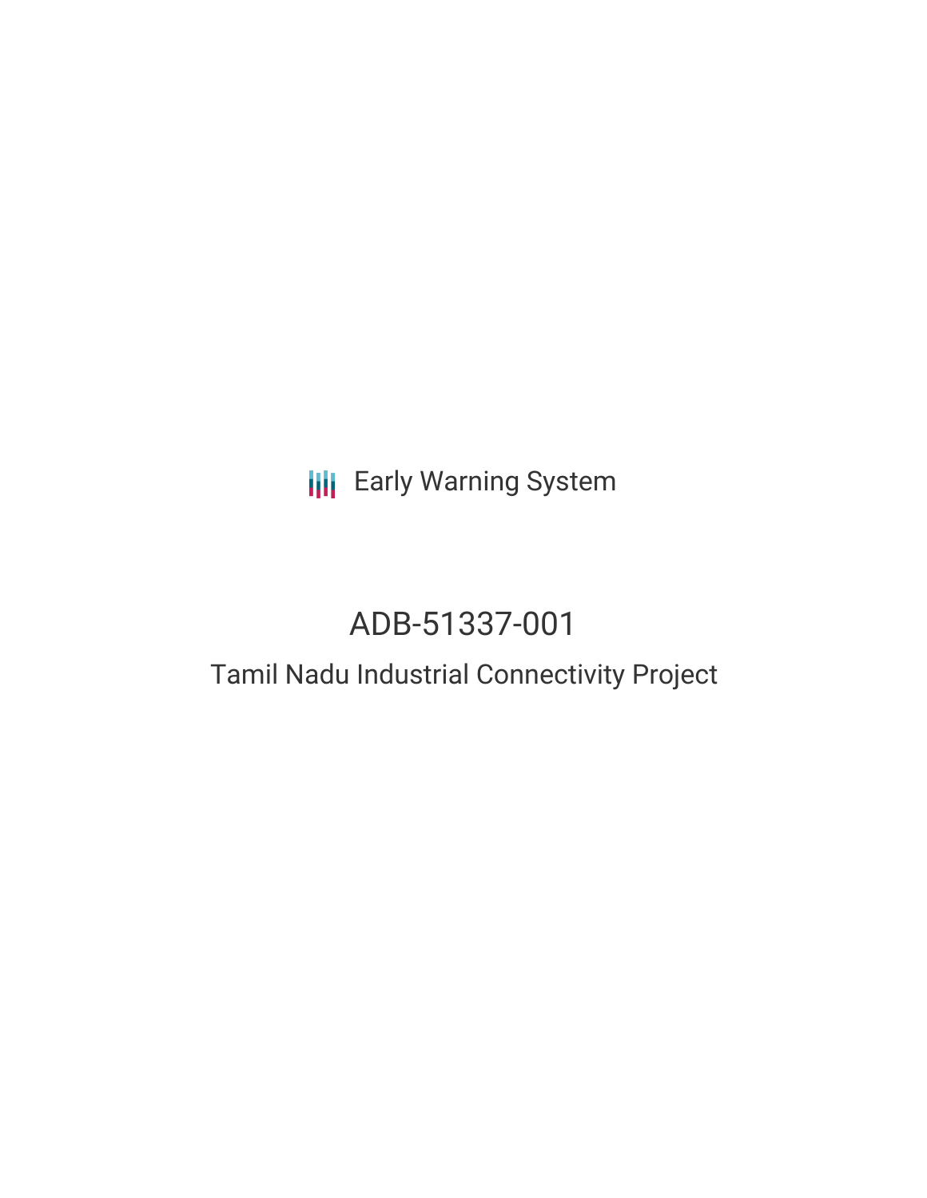Early Warning System

# ADB-51337-001

## Tamil Nadu Industrial Connectivity Project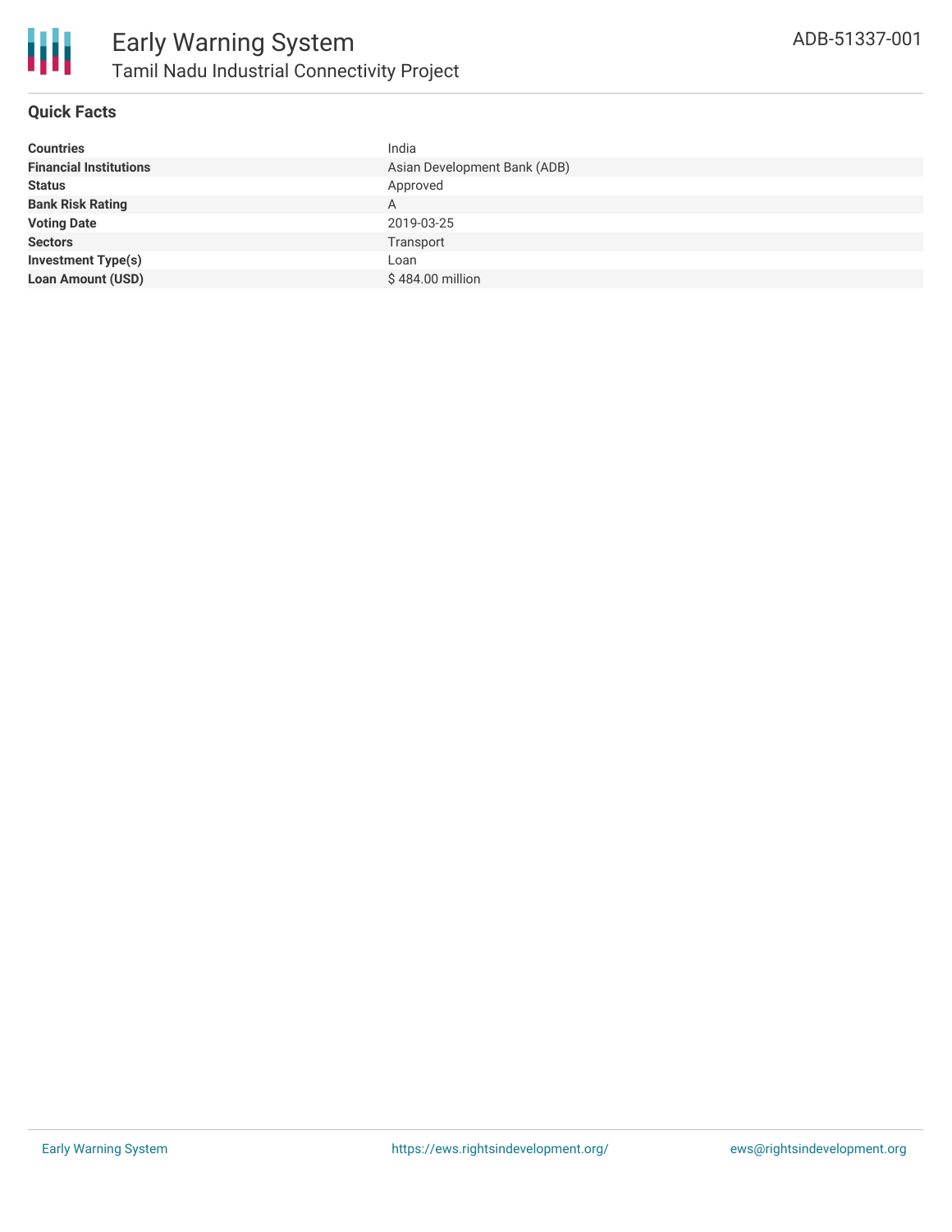# Early Warning System

## Tamil Nadu Industrial Connectivity Project

ADB-51337-001

### Quick Facts

| | |
|---|---|
| **Countries** | India |
| **Financial Institutions** | Asian Development Bank (ADB) |
| **Status** | Approved |
| **Bank Risk Rating** | A |
| **Voting Date** | 2019-03-25 |
| **Sectors** | Transport |
| **Investment Type(s)** | Loan |
| **Loan Amount (USD)** | $ 484.00 million |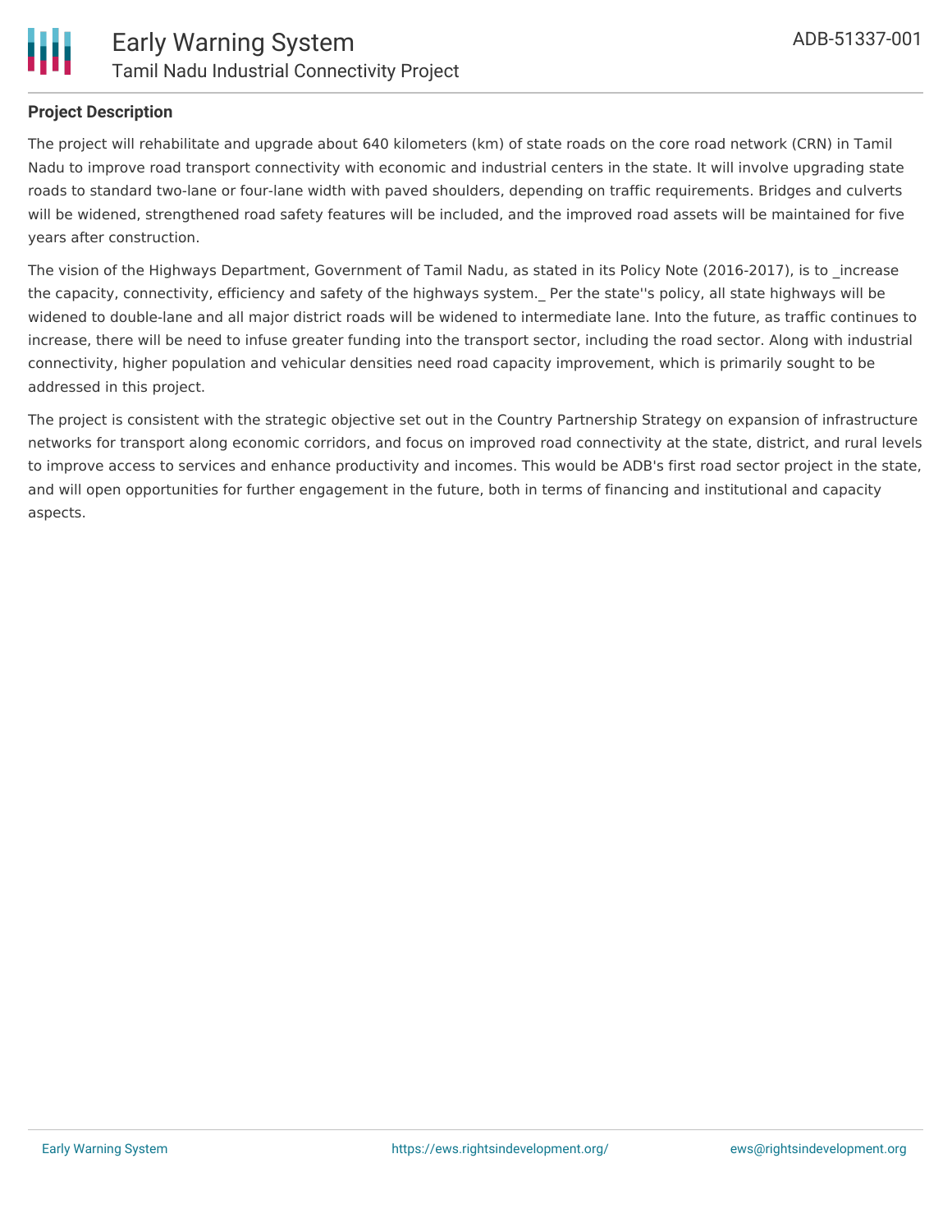## Project Description

The project will rehabilitate and upgrade about 640 kilometers (km) of state roads on the core road network (CRN) in Tamil Nadu to improve road transport connectivity with economic and industrial centers in the state. It will involve upgrading state roads to standard two-lane or four-lane width with paved shoulders, depending on traffic requirements. Bridges and culverts will be widened, strengthened road safety features will be included, and the improved road assets will be maintained for five years after construction.

The vision of the Highways Department, Government of Tamil Nadu, as stated in its Policy Note (2016-2017), is to _increase the capacity, connectivity, efficiency and safety of the highways system._ Per the state''s policy, all state highways will be widened to double-lane and all major district roads will be widened to intermediate lane. Into the future, as traffic continues to increase, there will be need to infuse greater funding into the transport sector, including the road sector. Along with industrial connectivity, higher population and vehicular densities need road capacity improvement, which is primarily sought to be addressed in this project.

The project is consistent with the strategic objective set out in the Country Partnership Strategy on expansion of infrastructure networks for transport along economic corridors, and focus on improved road connectivity at the state, district, and rural levels to improve access to services and enhance productivity and incomes. This would be ADB's first road sector project in the state, and will open opportunities for further engagement in the future, both in terms of financing and institutional and capacity aspects.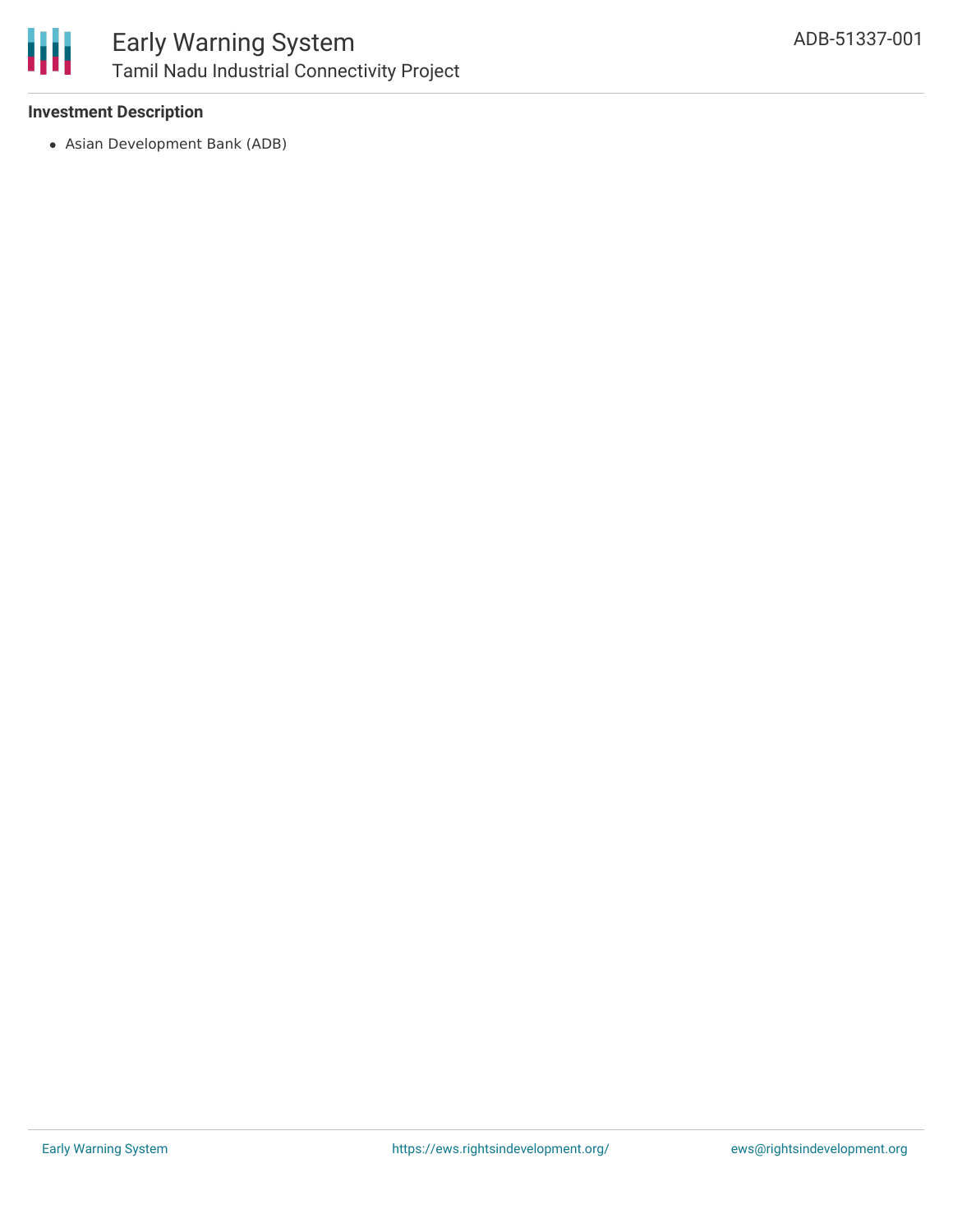**Investment Description**

- Asian Development Bank (ADB)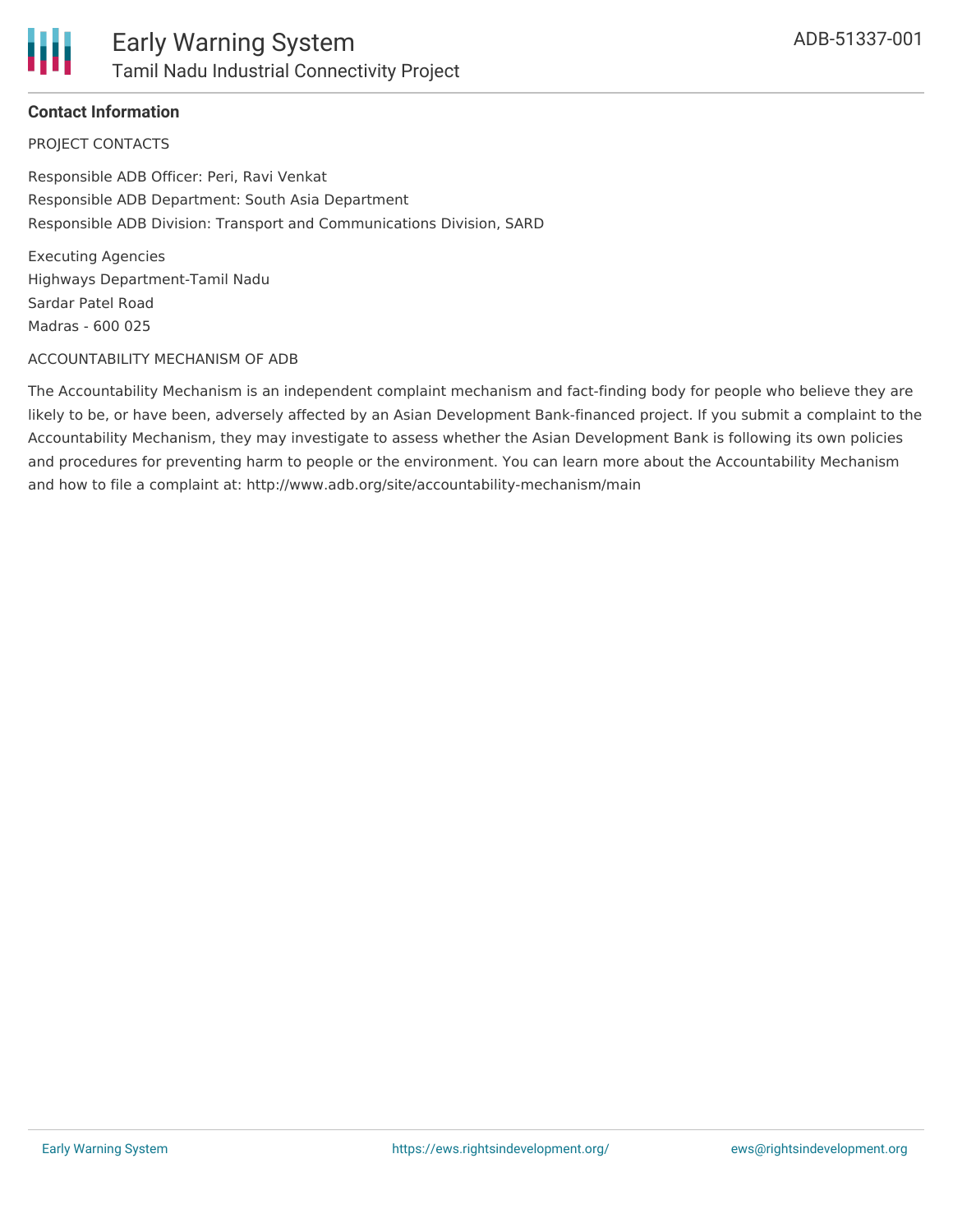## Contact Information

PROJECT CONTACTS

Responsible ADB Officer: Peri, Ravi Venkat
Responsible ADB Department: South Asia Department
Responsible ADB Division: Transport and Communications Division, SARD

Executing Agencies
Highways Department-Tamil Nadu
Sardar Patel Road
Madras - 600 025

ACCOUNTABILITY MECHANISM OF ADB

The Accountability Mechanism is an independent complaint mechanism and fact-finding body for people who believe they are likely to be, or have been, adversely affected by an Asian Development Bank-financed project. If you submit a complaint to the Accountability Mechanism, they may investigate to assess whether the Asian Development Bank is following its own policies and procedures for preventing harm to people or the environment. You can learn more about the Accountability Mechanism and how to file a complaint at: http://www.adb.org/site/accountability-mechanism/main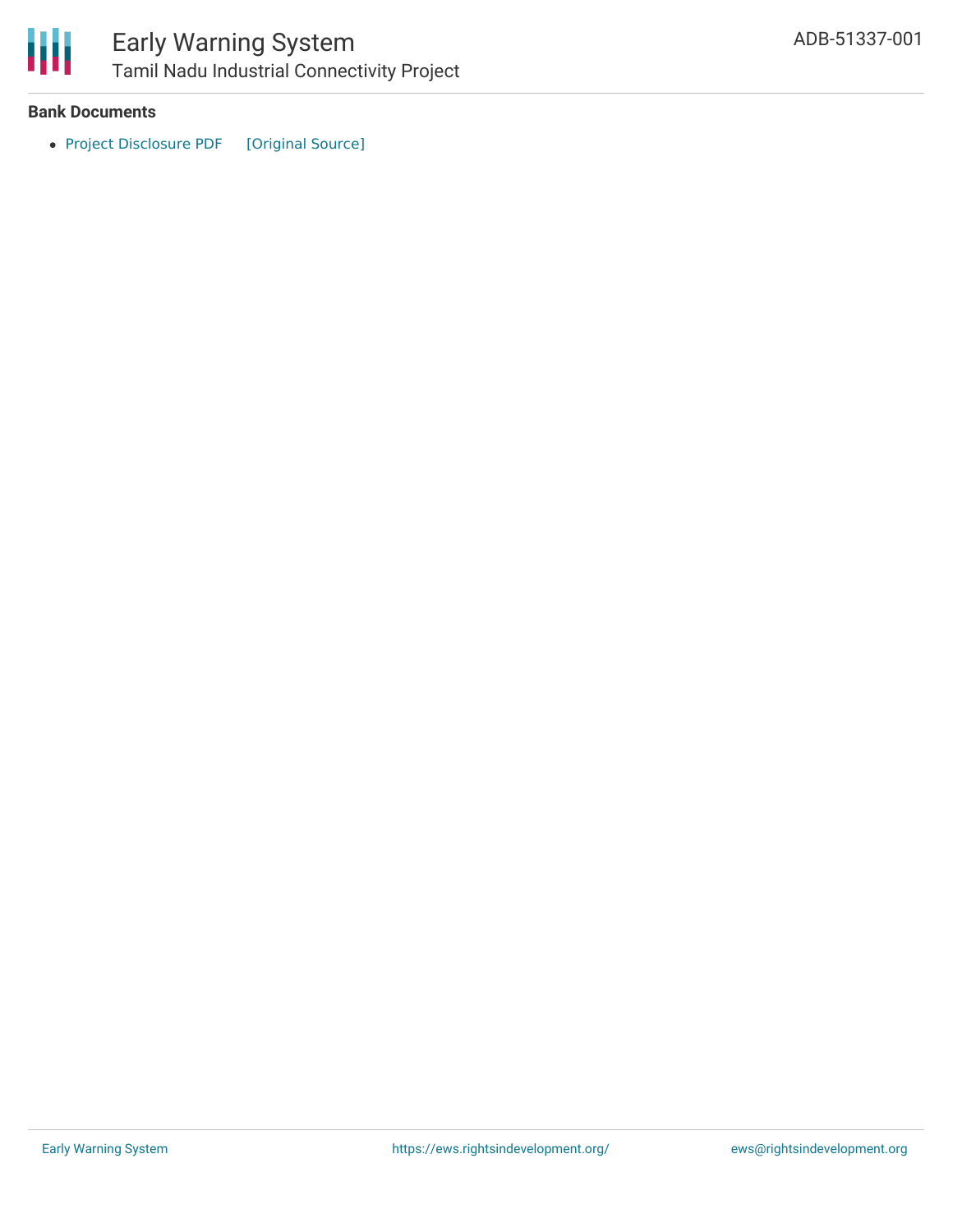**Bank Documents**

- Project Disclosure PDF [Original Source]